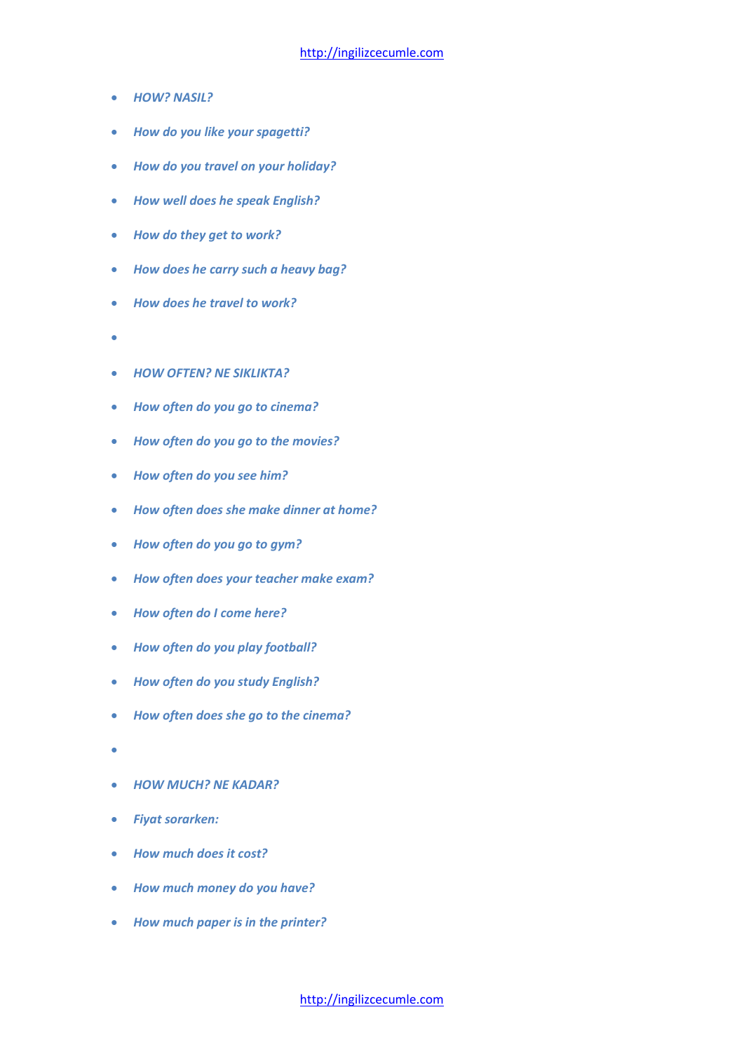- *HOW? NASIL?*
- *How do you like your spagetti?*
- *How do you travel on your holiday?*
- *How well does he speak English?*
- *How do they get to work?*
- *How does he carry such a heavy bag?*
- *How does he travel to work?*
- 
- *HOW OFTEN? NE SIKLIKTA?*
- *How often do you go to cinema?*
- *How often do you go to the movies?*
- *How often do you see him?*
- *How often does she make dinner at home?*
- *How often do you go to gym?*
- *How often does your teacher make exam?*
- *How often do I come here?*
- *How often do you play football?*
- *How often do you study English?*
- *How often does she go to the cinema?*
- 
- *HOW MUCH? NE KADAR?*
- *Fiyat sorarken:*
- *How much does it cost?*
- *How much money do you have?*
- *How much paper is in the printer?*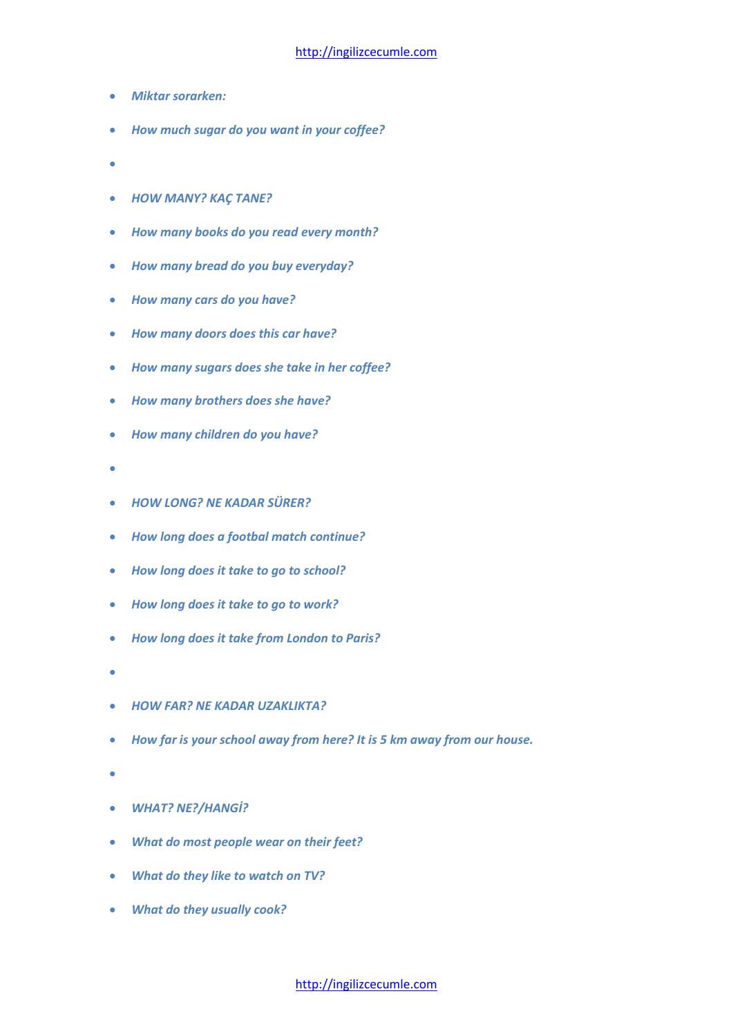- *Miktar sorarken:*
- *How much sugar do you want in your coffee?*
- *HOW MANY? KAÇ TANE?*
- *How many books do you read every month?*
- *How many bread do you buy everyday?*
- *How many cars do you have?*
- *How many doors does this car have?*
- *How many sugars does she take in her coffee?*
- *How many brothers does she have?*
- *How many children do you have?*
- *HOW LONG? NE KADAR SÜRER?*
- *How long does a footbal match continue?*
- *How long does it take to go to school?*
- *How long does it take to go to work?*
- *How long does it take from London to Paris?*
- *HOW FAR? NE KADAR UZAKLIKTA?*
- *How far is your school away from here? It is 5 km away from our house.*
- *WHAT? NE?/HANGİ?*
- *What do most people wear on their feet?*
- *What do they like to watch on TV?*
- *What do they usually cook?*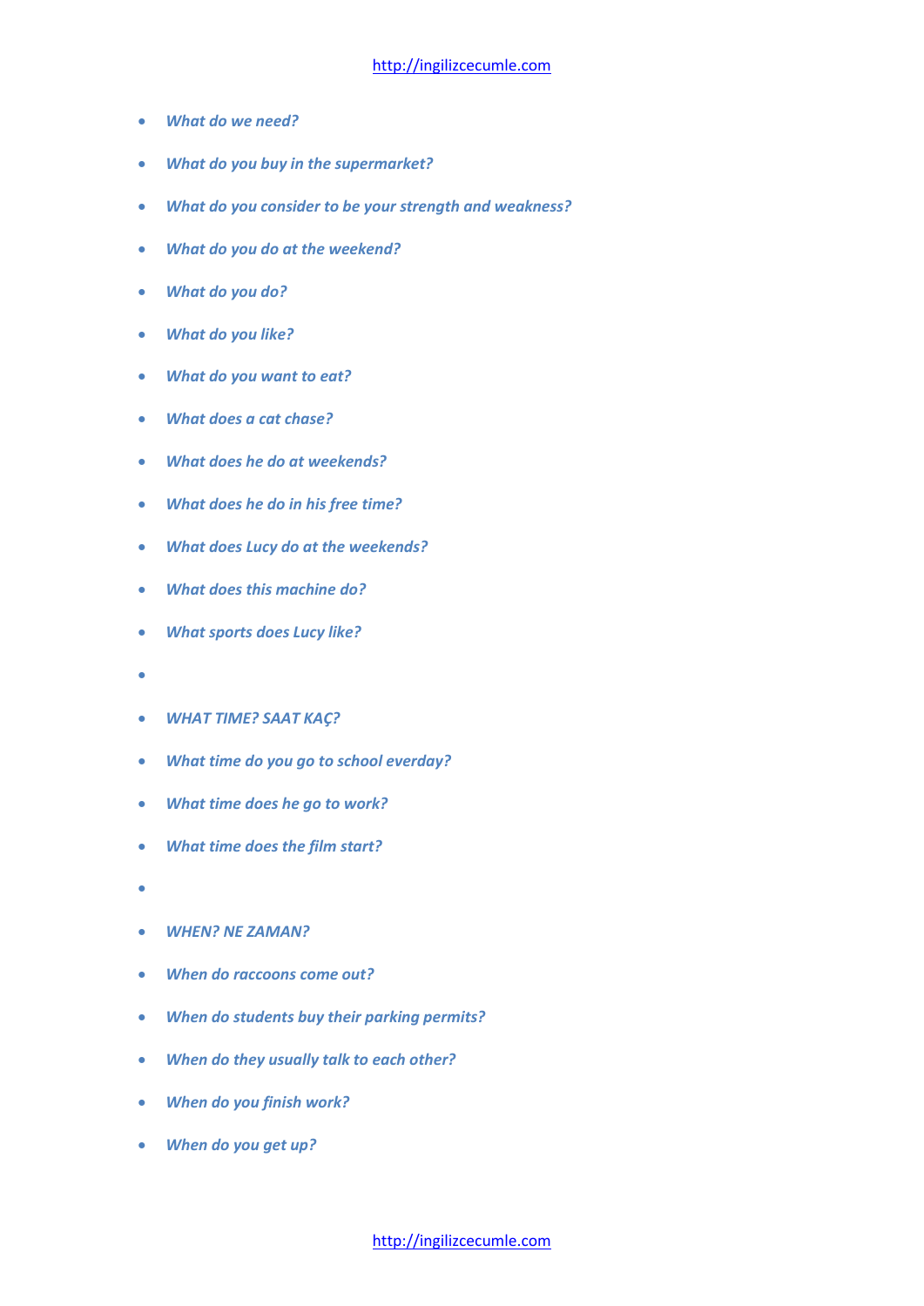- *What do we need?*
- *What do you buy in the supermarket?*
- *What do you consider to be your strength and weakness?*
- *What do you do at the weekend?*
- *What do you do?*
- *What do you like?*
- *What do you want to eat?*
- *What does a cat chase?*
- *What does he do at weekends?*
- *What does he do in his free time?*
- *What does Lucy do at the weekends?*
- *What does this machine do?*
- *What sports does Lucy like?*
- 
- *WHAT TIME? SAAT KAÇ?*
- *What time do you go to school everday?*
- *What time does he go to work?*
- *What time does the film start?*
- 
- *WHEN? NE ZAMAN?*
- *When do raccoons come out?*
- *When do students buy their parking permits?*
- *When do they usually talk to each other?*
- *When do you finish work?*
- *When do you get up?*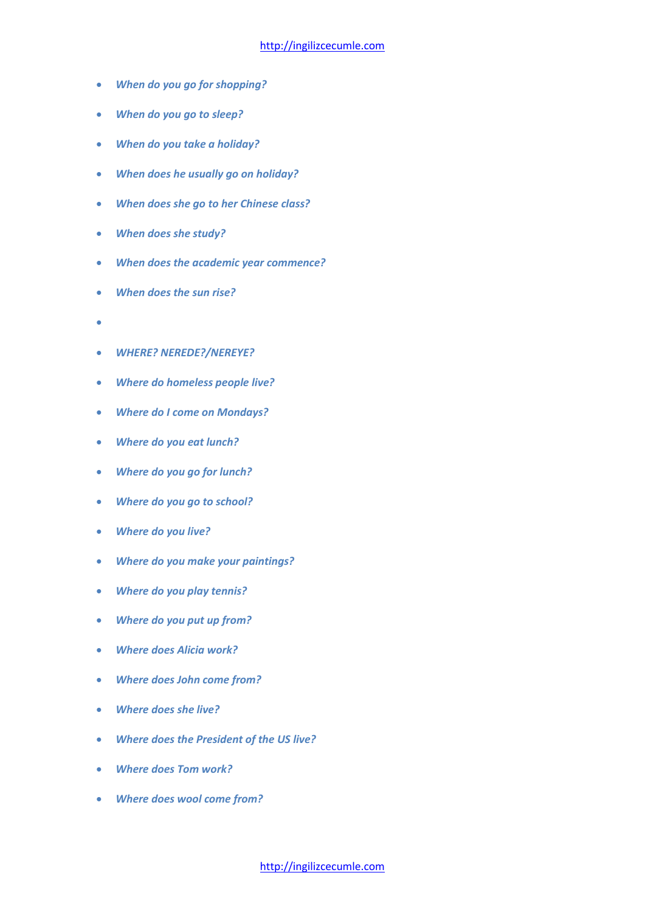- *When do you go for shopping?*
- *When do you go to sleep?*
- *When do you take a holiday?*
- *When does he usually go on holiday?*
- *When does she go to her Chinese class?*
- *When does she study?*
- *When does the academic year commence?*
- *When does the sun rise?*
- 
- *WHERE? NEREDE?/NEREYE?*
- *Where do homeless people live?*
- *Where do I come on Mondays?*
- *Where do you eat lunch?*
- *Where do you go for lunch?*
- *Where do you go to school?*
- *Where do you live?*
- *Where do you make your paintings?*
- *Where do you play tennis?*
- *Where do you put up from?*
- *Where does Alicia work?*
- *Where does John come from?*
- *Where does she live?*
- *Where does the President of the US live?*
- *Where does Tom work?*
- *Where does wool come from?*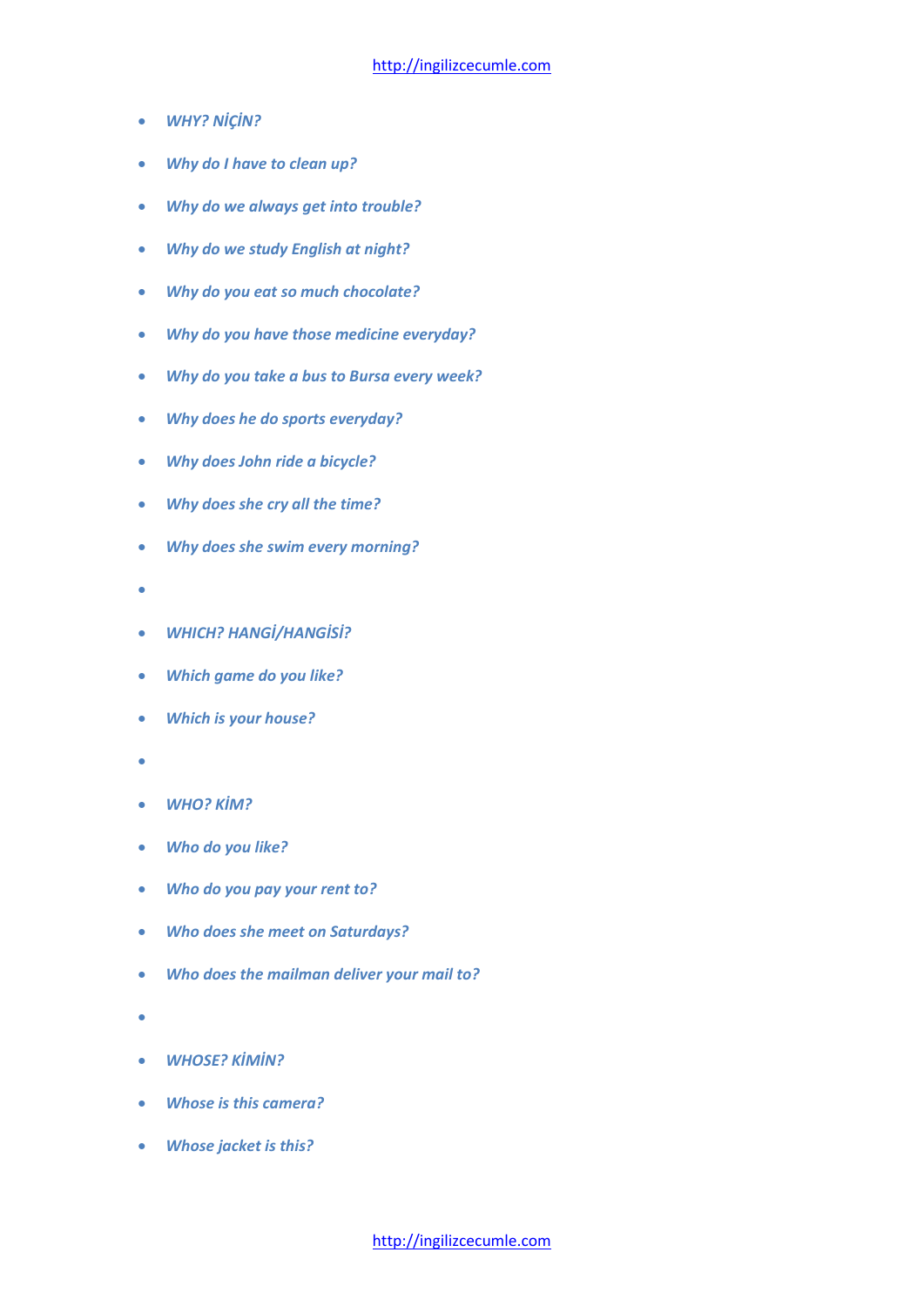- ***WHY? NİÇİN?***
- ***Why do I have to clean up?***
- ***Why do we always get into trouble?***
- ***Why do we study English at night?***
- ***Why do you eat so much chocolate?***
- ***Why do you have those medicine everyday?***
- ***Why do you take a bus to Bursa every week?***
- ***Why does he do sports everyday?***
- ***Why does John ride a bicycle?***
- ***Why does she cry all the time?***
- ***Why does she swim every morning?***

- ***WHICH? HANGİ/HANGİSİ?***
- ***Which game do you like?***
- ***Which is your house?***

- ***WHO? KİM?***
- ***Who do you like?***
- ***Who do you pay your rent to?***
- ***Who does she meet on Saturdays?***
- ***Who does the mailman deliver your mail to?***

- ***WHOSE? KİMİN?***
- ***Whose is this camera?***
- ***Whose jacket is this?***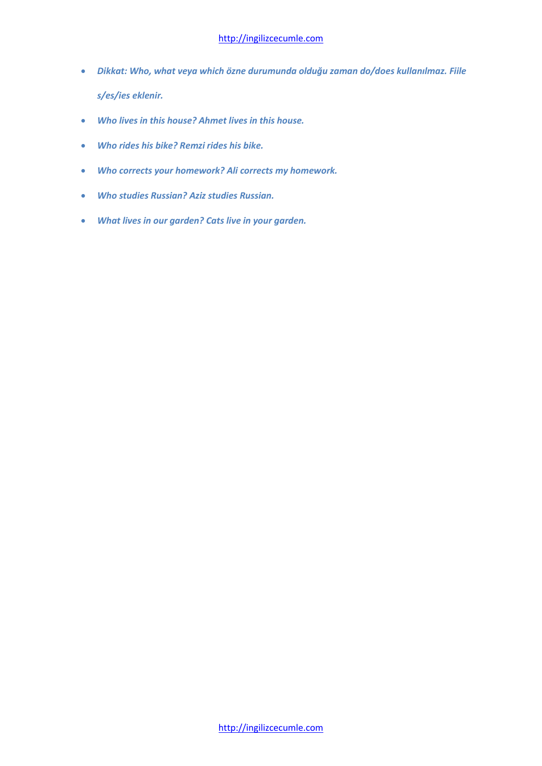- ***Dikkat: Who, what veya which özne durumunda olduğu zaman do/does kullanılmaz. Fiile s/es/ies eklenir.***
- ***Who lives in this house? Ahmet lives in this house.***
- ***Who rides his bike? Remzi rides his bike.***
- ***Who corrects your homework? Ali corrects my homework.***
- ***Who studies Russian? Aziz studies Russian.***
- ***What lives in our garden? Cats live in your garden.***